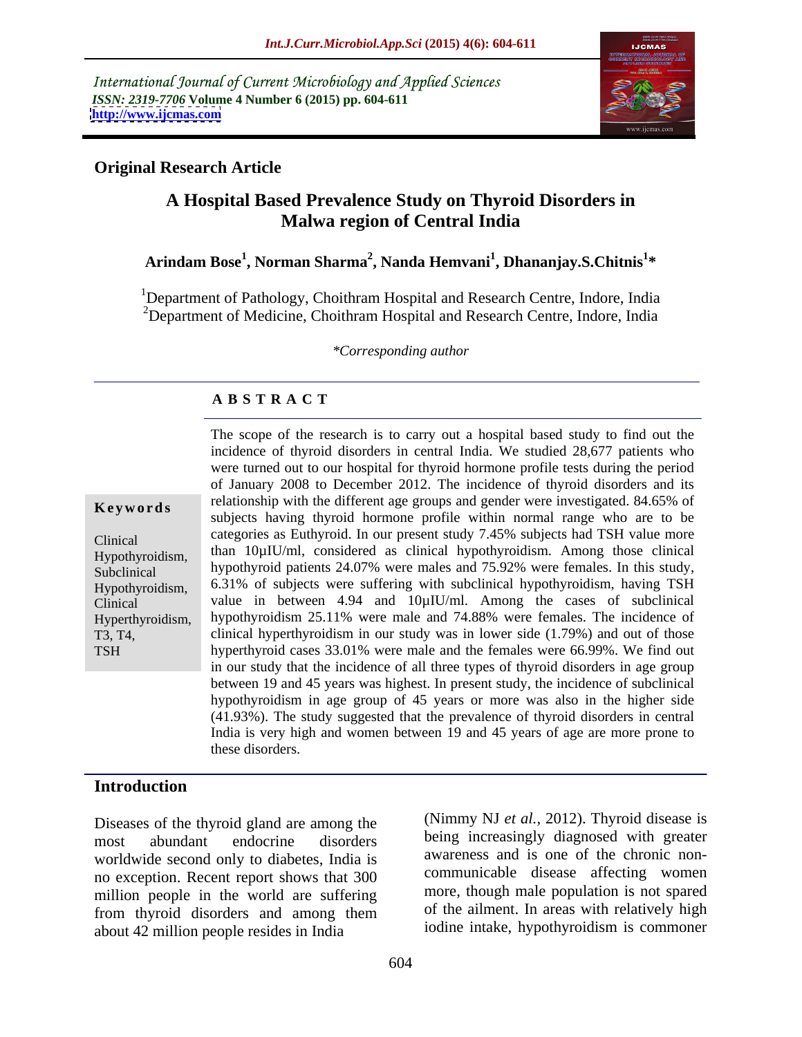*International Journal of Current Microbiology and Applied Sciences*
*ISSN: 2319-7706* **Volume 4 Number 6 (2015) pp. 604-611**
**http://www.ijcmas.com**

**Original Research Article**

# A Hospital Based Prevalence Study on Thyroid Disorders in Malwa region of Central India

**Arindam Bose[1], Norman Sharma[2], Nanda Hemvani[1], Dhananjay.S.Chitnis[1]***

[1]Department of Pathology, Choithram Hospital and Research Centre, Indore, India
[2]Department of Medicine, Choithram Hospital and Research Centre, Indore, India

*\*Corresponding author*

## A B S T R A C T

**Keywords**

Clinical Hypothyroidism, Subclinical Hypothyroidism, Clinical Hyperthyroidism, T3, T4, TSH

The scope of the research is to carry out a hospital based study to find out the incidence of thyroid disorders in central India. We studied 28,677 patients who were turned out to our hospital for thyroid hormone profile tests during the period of January 2008 to December 2012. The incidence of thyroid disorders and its relationship with the different age groups and gender were investigated. 84.65% of subjects having thyroid hormone profile within normal range who are to be categories as Euthyroid. In our present study 7.45% subjects had TSH value more than 10μIU/ml, considered as clinical hypothyroidism. Among those clinical hypothyroid patients 24.07% were males and 75.92% were females. In this study, 6.31% of subjects were suffering with subclinical hypothyroidism, having TSH value in between 4.94 and 10μIU/ml. Among the cases of subclinical hypothyroidism 25.11% were male and 74.88% were females. The incidence of clinical hyperthyroidism in our study was in lower side (1.79%) and out of those hyperthyroid cases 33.01% were male and the females were 66.99%. We find out in our study that the incidence of all three types of thyroid disorders in age group between 19 and 45 years was highest. In present study, the incidence of subclinical hypothyroidism in age group of 45 years or more was also in the higher side (41.93%). The study suggested that the prevalence of thyroid disorders in central India is very high and women between 19 and 45 years of age are more prone to these disorders.

## Introduction

Diseases of the thyroid gland are among the most abundant endocrine disorders worldwide second only to diabetes, India is no exception. Recent report shows that 300 million people in the world are suffering from thyroid disorders and among them about 42 million people resides in India (Nimmy NJ *et al.*, 2012). Thyroid disease is being increasingly diagnosed with greater awareness and is one of the chronic non-communicable disease affecting women more, though male population is not spared of the ailment. In areas with relatively high iodine intake, hypothyroidism is commoner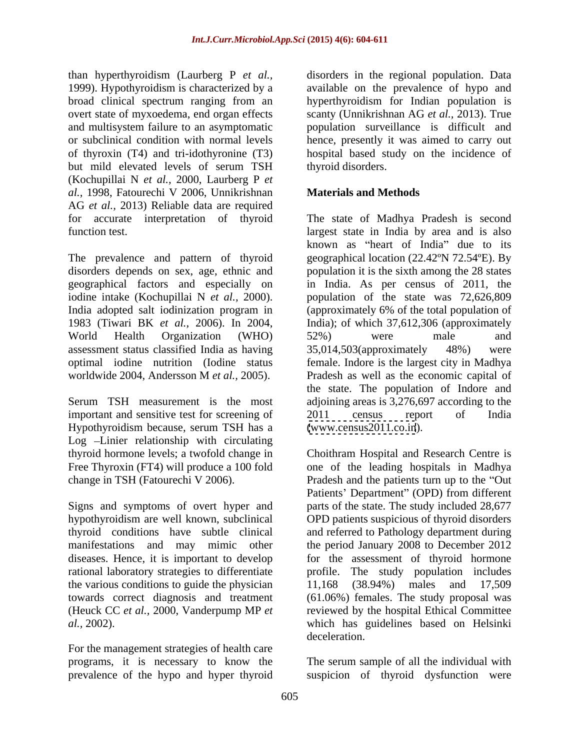than hyperthyroidism (Laurberg P *et al.*, 1999). Hypothyroidism is characterized by a broad clinical spectrum ranging from an overt state of myxoedema, end organ effects and multisystem failure to an asymptomatic or subclinical condition with normal levels of thyroxin (T4) and tri-idothyronine (T3) but mild elevated levels of serum TSH (Kochupillai N *et al.*, 2000, Laurberg P *et al.*, 1998, Fatourechi V 2006, Unnikrishnan AG *et al.*, 2013) Reliable data are required for accurate interpretation of thyroid function test.

The prevalence and pattern of thyroid disorders depends on sex, age, ethnic and geographical factors and especially on iodine intake (Kochupillai N *et al.*, 2000). India adopted salt iodinization program in 1983 (Tiwari BK *et al.*, 2006). In 2004, World Health Organization (WHO) assessment status classified India as having optimal iodine nutrition (Iodine status worldwide 2004, Andersson M *et al.*, 2005).

Serum TSH measurement is the most important and sensitive test for screening of Hypothyroidism because, serum TSH has a Log –Linier relationship with circulating thyroid hormone levels; a twofold change in Free Thyroxin (FT4) will produce a 100 fold change in TSH (Fatourechi V 2006).

Signs and symptoms of overt hyper and hypothyroidism are well known, subclinical thyroid conditions have subtle clinical manifestations and may mimic other diseases. Hence, it is important to develop rational laboratory strategies to differentiate the various conditions to guide the physician towards correct diagnosis and treatment (Heuck CC *et al.*, 2000, Vanderpump MP *et al.*, 2002).

For the management strategies of health care programs, it is necessary to know the prevalence of the hypo and hyper thyroid disorders in the regional population. Data available on the prevalence of hypo and hyperthyroidism for Indian population is scanty (Unnikrishnan AG *et al.*, 2013). True population surveillance is difficult and hence, presently it was aimed to carry out hospital based study on the incidence of thyroid disorders.

## Materials and Methods

The state of Madhya Pradesh is second largest state in India by area and is also known as "heart of India" due to its geographical location (22.42ºN 72.54ºE). By population it is the sixth among the 28 states in India. As per census of 2011, the population of the state was 72,626,809 (approximately 6% of the total population of India); of which 37,612,306 (approximately 52%) were male and 35,014,503(approximately 48%) were female. Indore is the largest city in Madhya Pradesh as well as the economic capital of the state. The population of Indore and adjoining areas is 3,276,697 according to the 2011 census report of India (www.census2011.co.in).

Choithram Hospital and Research Centre is one of the leading hospitals in Madhya Pradesh and the patients turn up to the "Out Patients' Department" (OPD) from different parts of the state. The study included 28,677 OPD patients suspicious of thyroid disorders and referred to Pathology department during the period January 2008 to December 2012 for the assessment of thyroid hormone profile. The study population includes 11,168 (38.94%) males and 17,509 (61.06%) females. The study proposal was reviewed by the hospital Ethical Committee which has guidelines based on Helsinki deceleration.

The serum sample of all the individual with suspicion of thyroid dysfunction were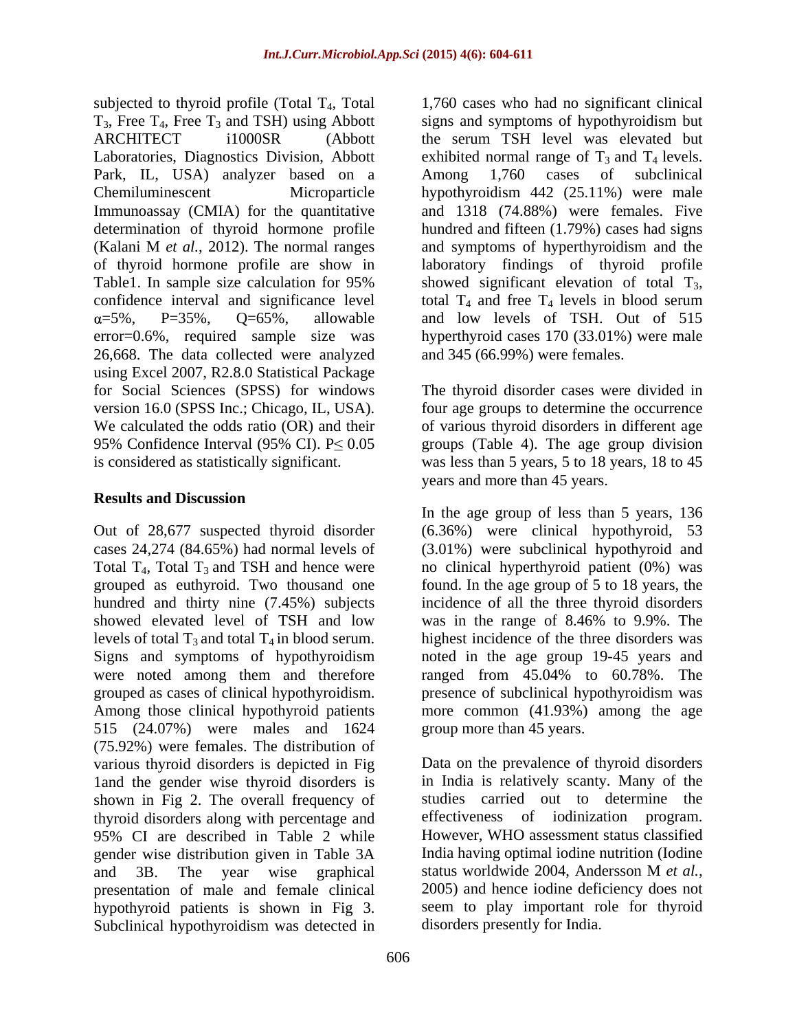subjected to thyroid profile (Total $T_4$, Total $T_3$, Free $T_4$, Free $T_3$ and TSH) using Abbott ARCHITECT i1000SR (Abbott Laboratories, Diagnostics Division, Abbott Park, IL, USA) analyzer based on a Chemiluminescent Microparticle Immunoassay (CMIA) for the quantitative determination of thyroid hormone profile (Kalani M *et al.,* 2012). The normal ranges of thyroid hormone profile are show in Table1. In sample size calculation for 95% confidence interval and significance level $\alpha$=5%, P=35%, Q=65%, allowable error=0.6%, required sample size was 26,668. The data collected were analyzed using Excel 2007, R2.8.0 Statistical Package for Social Sciences (SPSS) for windows version 16.0 (SPSS Inc.; Chicago, IL, USA). We calculated the odds ratio (OR) and their 95% Confidence Interval (95% CI). P$\leq$ 0.05 is considered as statistically significant.

## Results and Discussion

Out of 28,677 suspected thyroid disorder cases 24,274 (84.65%) had normal levels of Total $T_4$, Total $T_3$ and TSH and hence were grouped as euthyroid. Two thousand one hundred and thirty nine (7.45%) subjects showed elevated level of TSH and low levels of total $T_3$ and total $T_4$ in blood serum. Signs and symptoms of hypothyroidism were noted among them and therefore grouped as cases of clinical hypothyroidism. Among those clinical hypothyroid patients 515 (24.07%) were males and 1624 (75.92%) were females. The distribution of various thyroid disorders is depicted in Fig 1and the gender wise thyroid disorders is shown in Fig 2. The overall frequency of thyroid disorders along with percentage and 95% CI are described in Table 2 while gender wise distribution given in Table 3A and 3B. The year wise graphical presentation of male and female clinical hypothyroid patients is shown in Fig 3. Subclinical hypothyroidism was detected in 1,760 cases who had no significant clinical signs and symptoms of hypothyroidism but the serum TSH level was elevated but exhibited normal range of $T_3$ and $T_4$ levels. Among 1,760 cases of subclinical hypothyroidism 442 (25.11%) were male and 1318 (74.88%) were females. Five hundred and fifteen (1.79%) cases had signs and symptoms of hyperthyroidism and the laboratory findings of thyroid profile showed significant elevation of total $T_3$, total $T_4$ and free $T_4$ levels in blood serum and low levels of TSH. Out of 515 hyperthyroid cases 170 (33.01%) were male and 345 (66.99%) were females.

The thyroid disorder cases were divided in four age groups to determine the occurrence of various thyroid disorders in different age groups (Table 4). The age group division was less than 5 years, 5 to 18 years, 18 to 45 years and more than 45 years.

In the age group of less than 5 years, 136 (6.36%) were clinical hypothyroid, 53 (3.01%) were subclinical hypothyroid and no clinical hyperthyroid patient (0%) was found. In the age group of 5 to 18 years, the incidence of all the three thyroid disorders was in the range of 8.46% to 9.9%. The highest incidence of the three disorders was noted in the age group 19-45 years and ranged from 45.04% to 60.78%. The presence of subclinical hypothyroidism was more common (41.93%) among the age group more than 45 years.

Data on the prevalence of thyroid disorders in India is relatively scanty. Many of the studies carried out to determine the effectiveness of iodinization program. However, WHO assessment status classified India having optimal iodine nutrition (Iodine status worldwide 2004, Andersson M *et al.,* 2005) and hence iodine deficiency does not seem to play important role for thyroid disorders presently for India.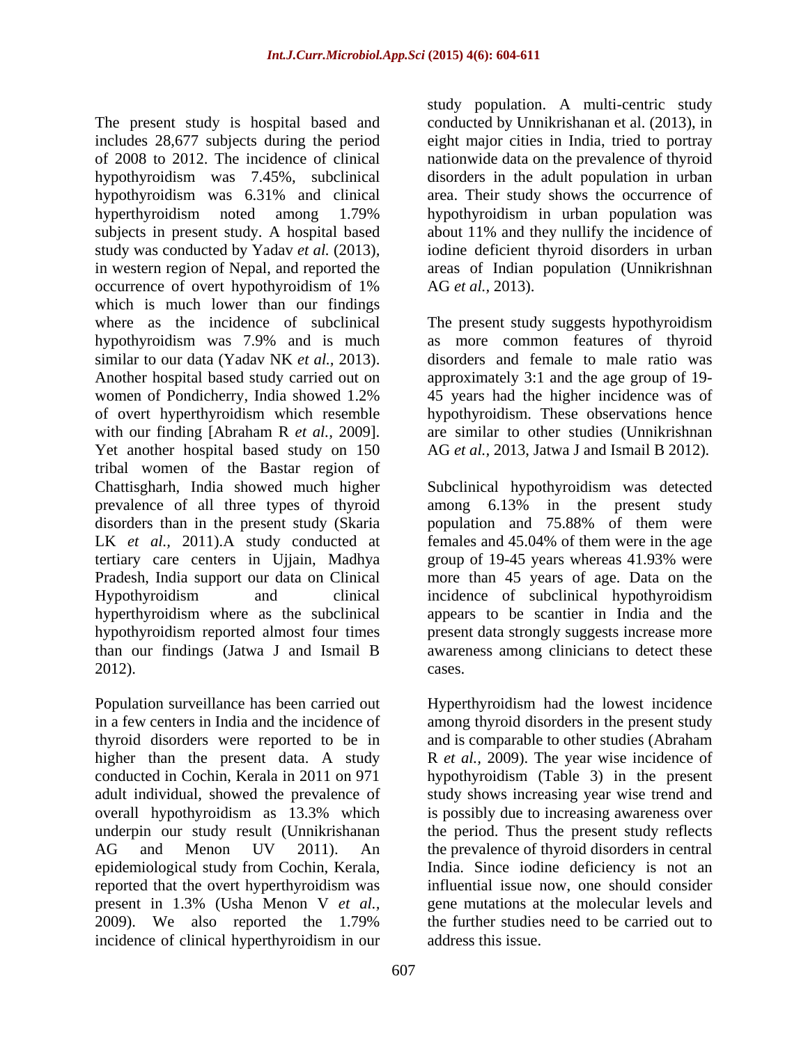The present study is hospital based and includes 28,677 subjects during the period of 2008 to 2012. The incidence of clinical hypothyroidism was 7.45%, subclinical hypothyroidism was 6.31% and clinical hyperthyroidism noted among 1.79% subjects in present study. A hospital based study was conducted by Yadav *et al.* (2013), in western region of Nepal, and reported the occurrence of overt hypothyroidism of 1% which is much lower than our findings where as the incidence of subclinical hypothyroidism was 7.9% and is much similar to our data (Yadav NK *et al.,* 2013). Another hospital based study carried out on women of Pondicherry, India showed 1.2% of overt hyperthyroidism which resemble with our finding [Abraham R *et al.,* 2009]. Yet another hospital based study on 150 tribal women of the Bastar region of Chattisgharh, India showed much higher prevalence of all three types of thyroid disorders than in the present study (Skaria LK *et al.,* 2011).A study conducted at tertiary care centers in Ujjain, Madhya Pradesh, India support our data on Clinical Hypothyroidism and clinical hyperthyroidism where as the subclinical hypothyroidism reported almost four times than our findings (Jatwa J and Ismail B 2012).

Population surveillance has been carried out in a few centers in India and the incidence of thyroid disorders were reported to be in higher than the present data. A study conducted in Cochin, Kerala in 2011 on 971 adult individual, showed the prevalence of overall hypothyroidism as 13.3% which underpin our study result (Unnikrishanan AG and Menon UV 2011). An epidemiological study from Cochin, Kerala, reported that the overt hyperthyroidism was present in 1.3% (Usha Menon V *et al.,* 2009). We also reported the 1.79% incidence of clinical hyperthyroidism in our study population. A multi-centric study conducted by Unnikrishanan et al. (2013), in eight major cities in India, tried to portray nationwide data on the prevalence of thyroid disorders in the adult population in urban area. Their study shows the occurrence of hypothyroidism in urban population was about 11% and they nullify the incidence of iodine deficient thyroid disorders in urban areas of Indian population (Unnikrishnan AG *et al.,* 2013).

The present study suggests hypothyroidism as more common features of thyroid disorders and female to male ratio was approximately 3:1 and the age group of 19-45 years had the higher incidence was of hypothyroidism. These observations hence are similar to other studies (Unnikrishnan AG *et al.,* 2013, Jatwa J and Ismail B 2012).

Subclinical hypothyroidism was detected among 6.13% in the present study population and 75.88% of them were females and 45.04% of them were in the age group of 19-45 years whereas 41.93% were more than 45 years of age. Data on the incidence of subclinical hypothyroidism appears to be scantier in India and the present data strongly suggests increase more awareness among clinicians to detect these cases.

Hyperthyroidism had the lowest incidence among thyroid disorders in the present study and is comparable to other studies (Abraham R *et al.,* 2009). The year wise incidence of hypothyroidism (Table 3) in the present study shows increasing year wise trend and is possibly due to increasing awareness over the period. Thus the present study reflects the prevalence of thyroid disorders in central India. Since iodine deficiency is not an influential issue now, one should consider gene mutations at the molecular levels and the further studies need to be carried out to address this issue.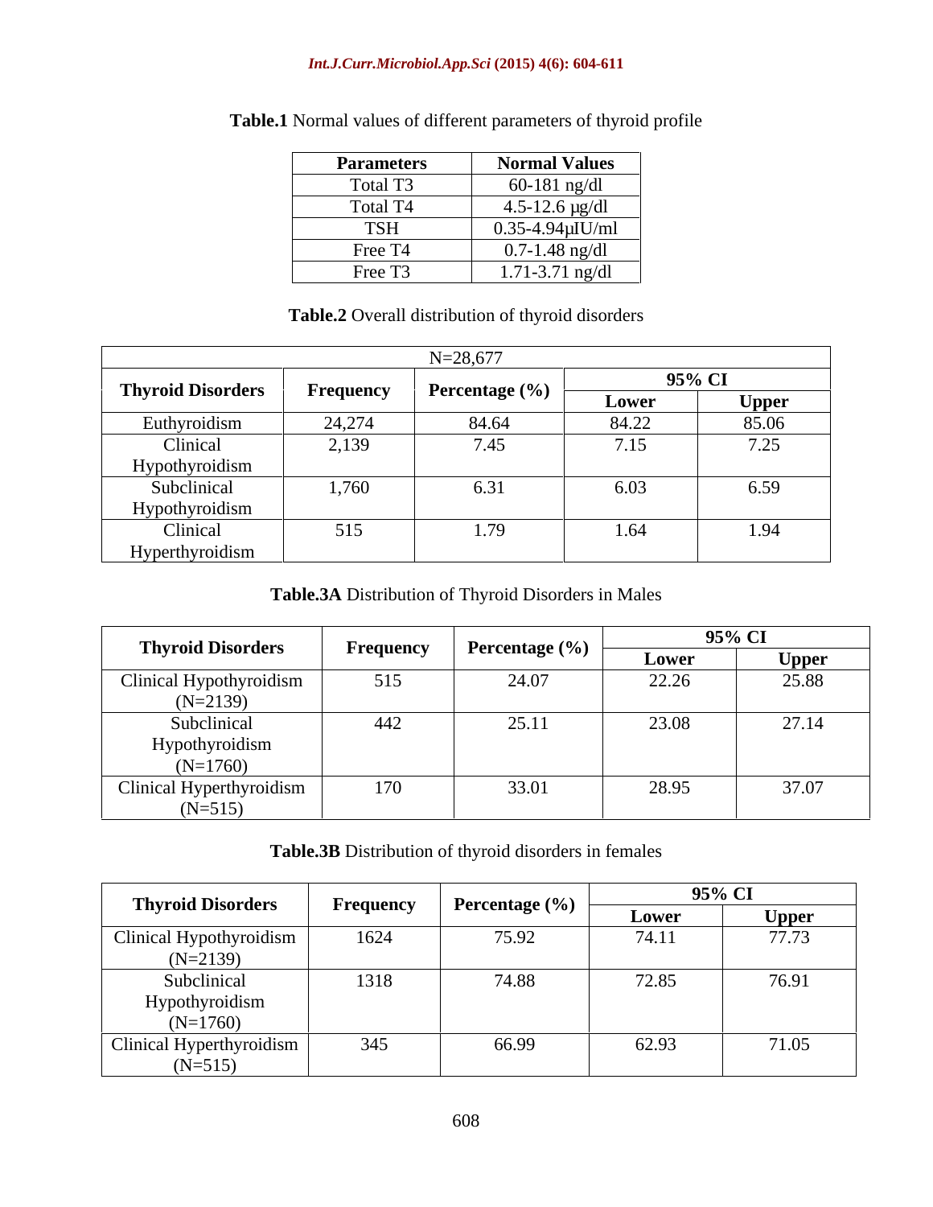**Table.1** Normal values of different parameters of thyroid profile

| Parameters | Normal Values |
|---|---|
| Total T3 | 60-181 ng/dl |
| Total T4 | 4.5-12.6 μg/dl |
| TSH | 0.35-4.94μIU/ml |
| Free T4 | 0.7-1.48 ng/dl |
| Free T3 | 1.71-3.71 ng/dl |

**Table.2** Overall distribution of thyroid disorders

| N=28,677 | | | | |
|---|---|---|---|---|
| **Thyroid Disorders** | **Frequency** | **Percentage (%)** | **95% CI** | |
| | | | **Lower** | **Upper** |
| Euthyroidism | 24,274 | 84.64 | 84.22 | 85.06 |
| Clinical Hypothyroidism | 2,139 | 7.45 | 7.15 | 7.25 |
| Subclinical Hypothyroidism | 1,760 | 6.31 | 6.03 | 6.59 |
| Clinical Hyperthyroidism | 515 | 1.79 | 1.64 | 1.94 |

**Table.3A** Distribution of Thyroid Disorders in Males

| **Thyroid Disorders** | **Frequency** | **Percentage (%)** | **95% CI** | |
|---|---|---|---|---|
| | | | **Lower** | **Upper** |
| Clinical Hypothyroidism (N=2139) | 515 | 24.07 | 22.26 | 25.88 |
| Subclinical Hypothyroidism (N=1760) | 442 | 25.11 | 23.08 | 27.14 |
| Clinical Hyperthyroidism (N=515) | 170 | 33.01 | 28.95 | 37.07 |

**Table.3B** Distribution of thyroid disorders in females

| **Thyroid Disorders** | **Frequency** | **Percentage (%)** | **95% CI** | |
|---|---|---|---|---|
| | | | **Lower** | **Upper** |
| Clinical Hypothyroidism (N=2139) | 1624 | 75.92 | 74.11 | 77.73 |
| Subclinical Hypothyroidism (N=1760) | 1318 | 74.88 | 72.85 | 76.91 |
| Clinical Hyperthyroidism (N=515) | 345 | 66.99 | 62.93 | 71.05 |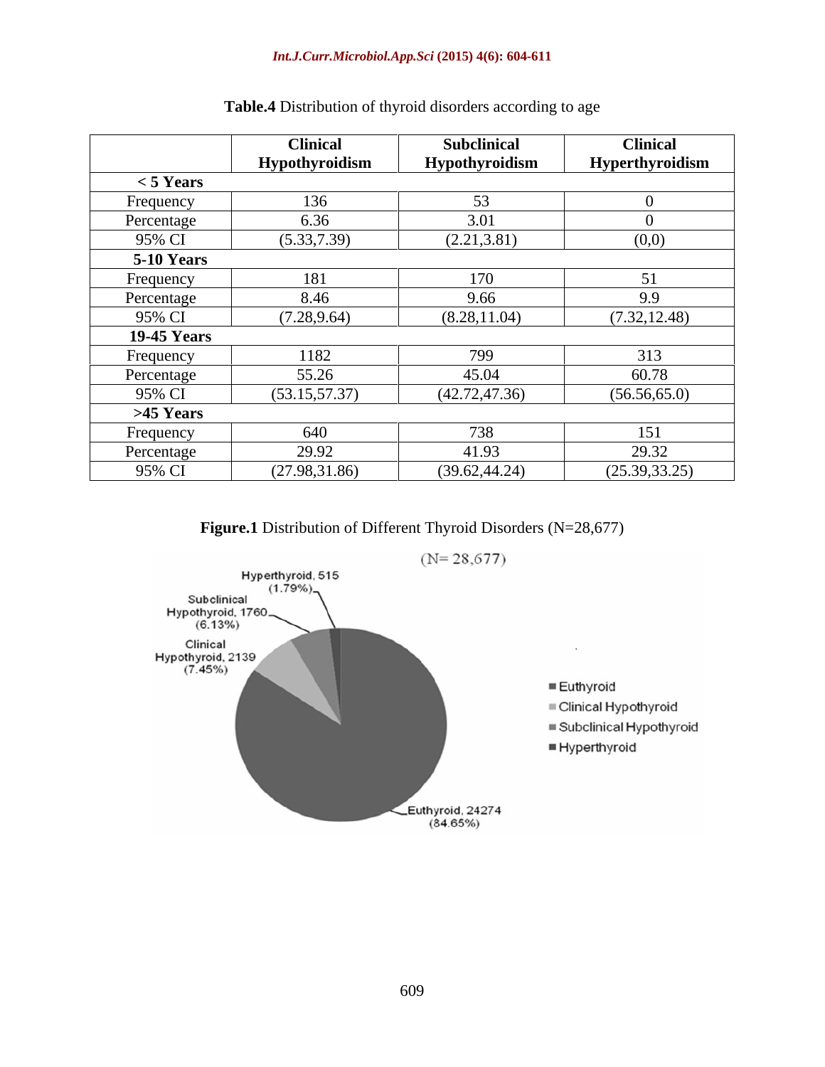**Table.4** Distribution of thyroid disorders according to age

| | Clinical Hypothyroidism | Subclinical Hypothyroidism | Clinical Hyperthyroidism |
|---|---|---|---|
| **< 5 Years** | | | |
| Frequency | 136 | 53 | 0 |
| Percentage | 6.36 | 3.01 | 0 |
| 95% CI | (5.33,7.39) | (2.21,3.81) | (0,0) |
| **5-10 Years** | | | |
| Frequency | 181 | 170 | 51 |
| Percentage | 8.46 | 9.66 | 9.9 |
| 95% CI | (7.28,9.64) | (8.28,11.04) | (7.32,12.48) |
| **19-45 Years** | | | |
| Frequency | 1182 | 799 | 313 |
| Percentage | 55.26 | 45.04 | 60.78 |
| 95% CI | (53.15,57.37) | (42.72,47.36) | (56.56,65.0) |
| **>45 Years** | | | |
| Frequency | 640 | 738 | 151 |
| Percentage | 29.92 | 41.93 | 29.32 |
| 95% CI | (27.98,31.86) | (39.62,44.24) | (25.39,33.25) |

**Figure.1** Distribution of Different Thyroid Disorders (N=28,677)

(N= 28,677)

- Euthyroid, 24274 (84.65%)
- Clinical Hypothyroid, 2139 (7.45%)
- Subclinical Hypothyroid, 1760 (6.13%)
- Hyperthyroid, 515 (1.79%)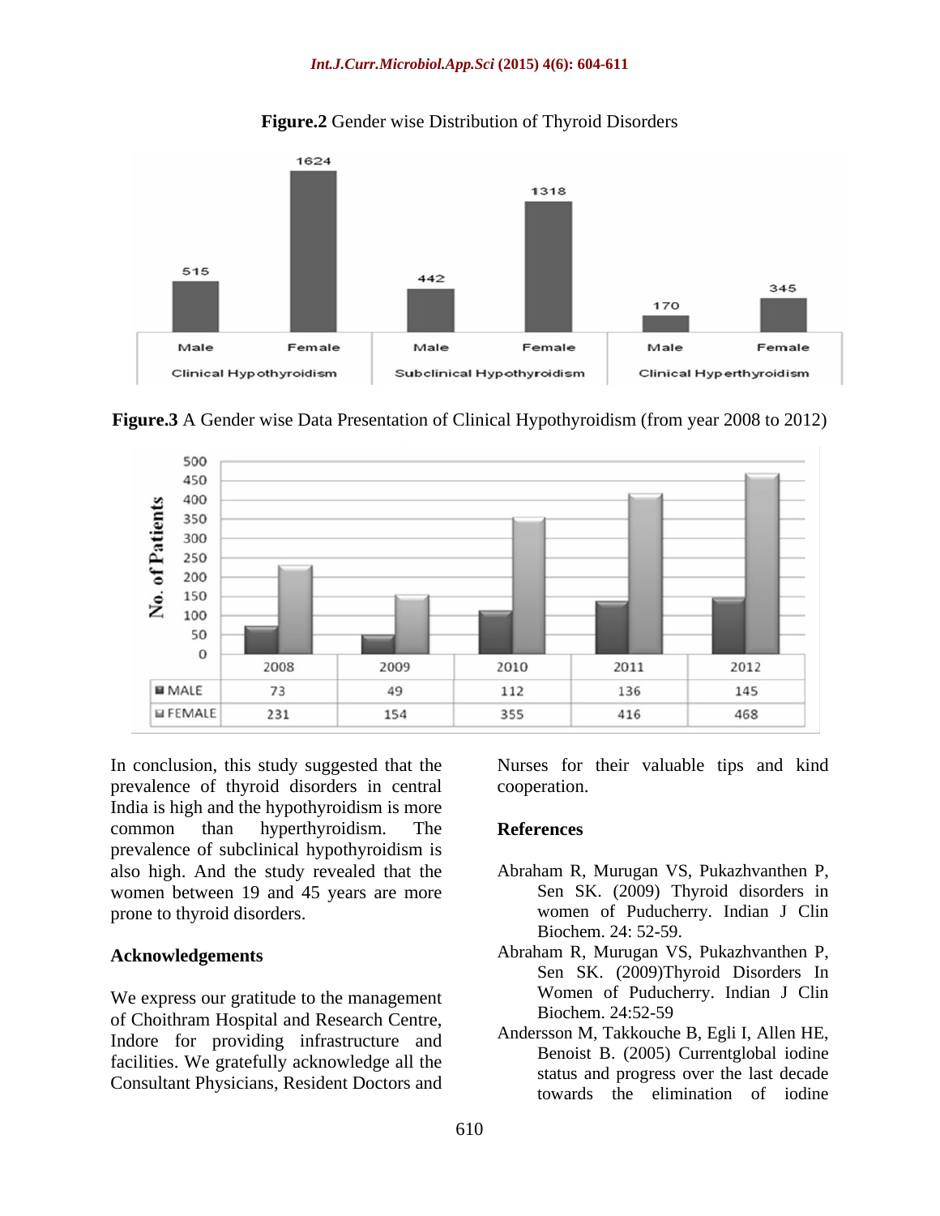**Figure.2** Gender wise Distribution of Thyroid Disorders

| | Clinical Hypothyroidism | | Subclinical Hypothyroidism | | Clinical Hyperthyroidism | |
|---|---|---|---|---|---|---|
| | Male | Female | Male | Female | Male | Female |
| Count | 515 | 1624 | 442 | 1318 | 170 | 345 |

**Figure.3** A Gender wise Data Presentation of Clinical Hypothyroidism (from year 2008 to 2012)

| | 2008 | 2009 | 2010 | 2011 | 2012 |
|---|---|---|---|---|---|
| MALE | 73 | 49 | 112 | 136 | 145 |
| FEMALE | 231 | 154 | 355 | 416 | 468 |

In conclusion, this study suggested that the prevalence of thyroid disorders in central India is high and the hypothyroidism is more common than hyperthyroidism. The prevalence of subclinical hypothyroidism is also high. And the study revealed that the women between 19 and 45 years are more prone to thyroid disorders.

## Acknowledgements

We express our gratitude to the management of Choithram Hospital and Research Centre, Indore for providing infrastructure and facilities. We gratefully acknowledge all the Consultant Physicians, Resident Doctors and Nurses for their valuable tips and kind cooperation.

## References

Abraham R, Murugan VS, Pukazhvanthen P, Sen SK. (2009) Thyroid disorders in women of Puducherry. Indian J Clin Biochem. 24: 52-59.

Abraham R, Murugan VS, Pukazhvanthen P, Sen SK. (2009)Thyroid Disorders In Women of Puducherry. Indian J Clin Biochem. 24:52-59

Andersson M, Takkouche B, Egli I, Allen HE, Benoist B. (2005) Currentglobal iodine status and progress over the last decade towards the elimination of iodine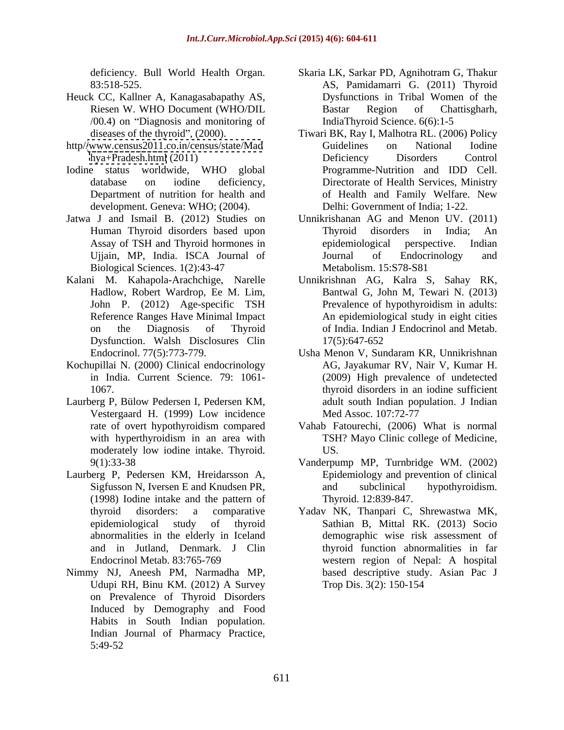deficiency. Bull World Health Organ. 83:518-525.

Heuck CC, Kallner A, Kanagasabapathy AS, Riesen W. WHO Document (WHO/DIL /00.4) on "Diagnosis and monitoring of diseases of the thyroid", (2000).

http//www.census2011.co.in/census/state/Madhya+Pradesh.html (2011)

Iodine status worldwide, WHO global database on iodine deficiency, Department of nutrition for health and development. Geneva: WHO; (2004).

Jatwa J and Ismail B. (2012) Studies on Human Thyroid disorders based upon Assay of TSH and Thyroid hormones in Ujjain, MP, India. ISCA Journal of Biological Sciences. 1(2):43-47

Kalani M. Kahapola-Arachchige, Narelle Hadlow, Robert Wardrop, Ee M. Lim, John P. (2012) Age-specific TSH Reference Ranges Have Minimal Impact on the Diagnosis of Thyroid Dysfunction. Walsh Disclosures Clin Endocrinol. 77(5):773-779.

Kochupillai N. (2000) Clinical endocrinology in India. Current Science. 79: 1061-1067.

Laurberg P, Bülow Pedersen I, Pedersen KM, Vestergaard H. (1999) Low incidence rate of overt hypothyroidism compared with hyperthyroidism in an area with moderately low iodine intake. Thyroid. 9(1):33-38

Laurberg P, Pedersen KM, Hreidarsson A, Sigfusson N, Iversen E and Knudsen PR, (1998) Iodine intake and the pattern of thyroid disorders: a comparative epidemiological study of thyroid abnormalities in the elderly in Iceland and in Jutland, Denmark. J Clin Endocrinol Metab. 83:765-769

Nimmy NJ, Aneesh PM, Narmadha MP, Udupi RH, Binu KM. (2012) A Survey on Prevalence of Thyroid Disorders Induced by Demography and Food Habits in South Indian population. Indian Journal of Pharmacy Practice, 5:49-52

Skaria LK, Sarkar PD, Agnihotram G, Thakur AS, Pamidamarri G. (2011) Thyroid Dysfunctions in Tribal Women of the Bastar Region of Chattisgharh, IndiaThyroid Science. 6(6):1-5

Tiwari BK, Ray I, Malhotra RL. (2006) Policy Guidelines on National Iodine Deficiency Disorders Control Programme-Nutrition and IDD Cell. Directorate of Health Services, Ministry of Health and Family Welfare. New Delhi: Government of India; 1-22.

Unnikrishanan AG and Menon UV. (2011) Thyroid disorders in India; An epidemiological perspective. Indian Journal of Endocrinology and Metabolism. 15:S78-S81

Unnikrishnan AG, Kalra S, Sahay RK, Bantwal G, John M, Tewari N. (2013) Prevalence of hypothyroidism in adults: An epidemiological study in eight cities of India. Indian J Endocrinol and Metab. 17(5):647-652

Usha Menon V, Sundaram KR, Unnikrishnan AG, Jayakumar RV, Nair V, Kumar H. (2009) High prevalence of undetected thyroid disorders in an iodine sufficient adult south Indian population. J Indian Med Assoc. 107:72-77

Vahab Fatourechi, (2006) What is normal TSH? Mayo Clinic college of Medicine, US.

Vanderpump MP, Turnbridge WM. (2002) Epidemiology and prevention of clinical and subclinical hypothyroidism. Thyroid. 12:839-847.

Yadav NK, Thanpari C, Shrewastwa MK, Sathian B, Mittal RK. (2013) Socio demographic wise risk assessment of thyroid function abnormalities in far western region of Nepal: A hospital based descriptive study. Asian Pac J Trop Dis. 3(2): 150-154